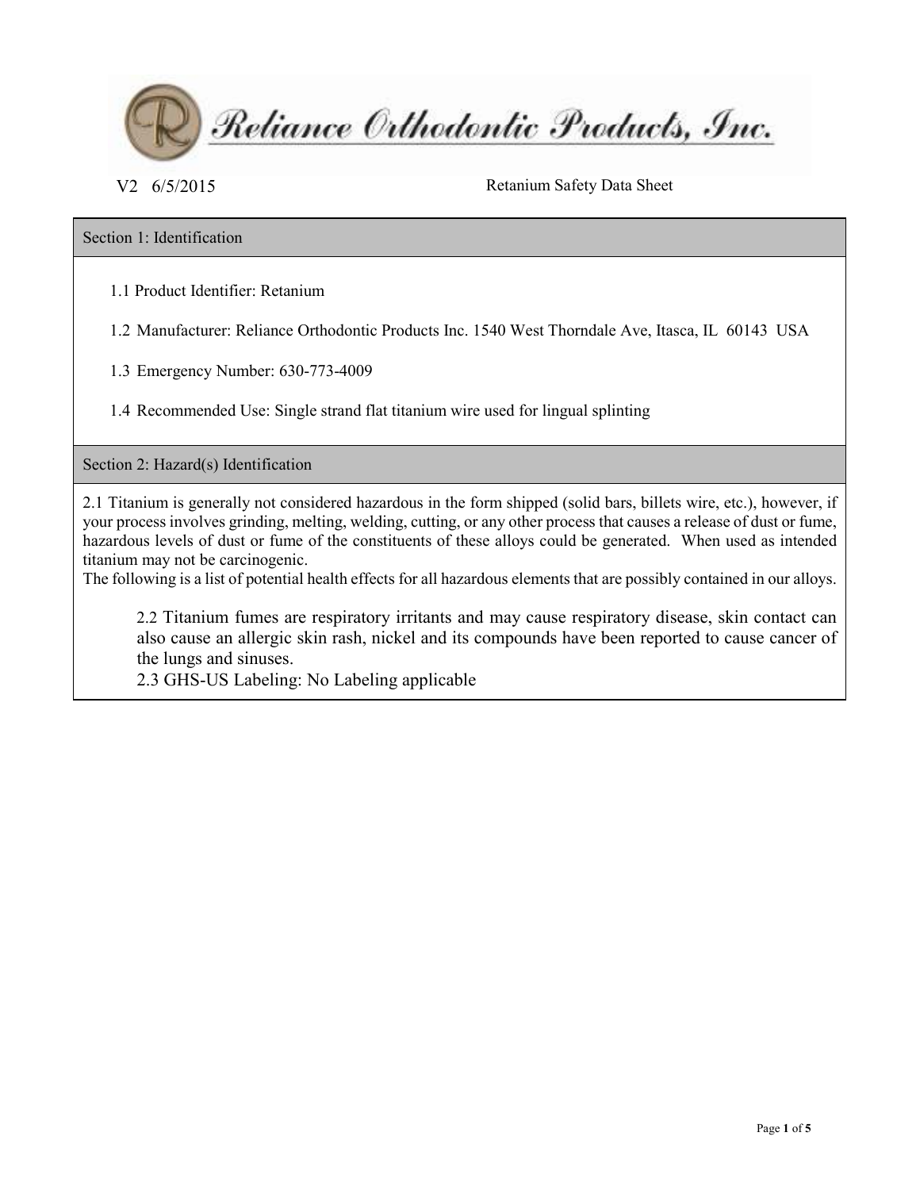Reliance Orthodontic Products, Inc.

V2 6/5/2015

Retanium Safety Data Sheet

## Section 1: Identification

1.1 Product Identifier: Retanium

1.2 Manufacturer: Reliance Orthodontic Products Inc. 1540 West Thorndale Ave, Itasca, IL 60143 USA

1.3 Emergency Number: 630-773-4009

1.4 Recommended Use: Single strand flat titanium wire used for lingual splinting

## Section 2: Hazard(s) Identification

2.1 Titanium is generally not considered hazardous in the form shipped (solid bars, billets wire, etc.), however, if your process involves grinding, melting, welding, cutting, or any other process that causes a release of dust or fume, hazardous levels of dust or fume of the constituents of these alloys could be generated. When used as intended titanium may not be carcinogenic.
The following is a list of potential health effects for all hazardous elements that are possibly contained in our alloys.

2.2 Titanium fumes are respiratory irritants and may cause respiratory disease, skin contact can also cause an allergic skin rash, nickel and its compounds have been reported to cause cancer of the lungs and sinuses.

2.3 GHS-US Labeling: No Labeling applicable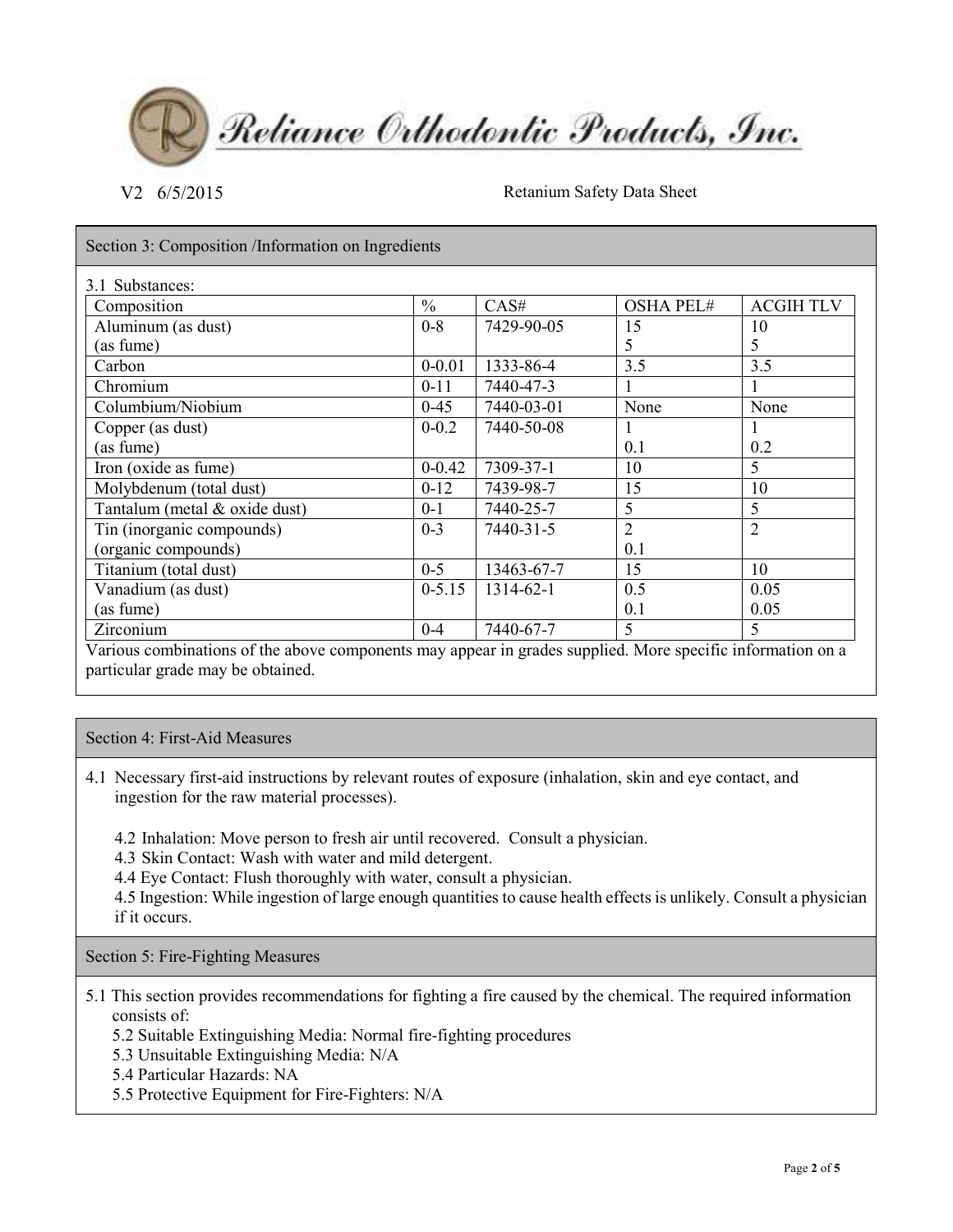## Section 3: Composition /Information on Ingredients

3.1 Substances:

| Composition | % | CAS# | OSHA PEL# | ACGIH TLV |
|---|---|---|---|---|
| Aluminum (as dust)<br>(as fume) | 0-8 | 7429-90-05 | 15<br>5 | 10<br>5 |
| Carbon | 0-0.01 | 1333-86-4 | 3.5 | 3.5 |
| Chromium | 0-11 | 7440-47-3 | 1 | 1 |
| Columbium/Niobium | 0-45 | 7440-03-01 | None | None |
| Copper (as dust)<br>(as fume) | 0-0.2 | 7440-50-08 | 1<br>0.1 | 1<br>0.2 |
| Iron (oxide as fume) | 0-0.42 | 7309-37-1 | 10 | 5 |
| Molybdenum (total dust) | 0-12 | 7439-98-7 | 15 | 10 |
| Tantalum (metal & oxide dust) | 0-1 | 7440-25-7 | 5 | 5 |
| Tin (inorganic compounds)<br>(organic compounds) | 0-3 | 7440-31-5 | 2<br>0.1 | 2 |
| Titanium (total dust) | 0-5 | 13463-67-7 | 15 | 10 |
| Vanadium (as dust)<br>(as fume) | 0-5.15 | 1314-62-1 | 0.5<br>0.1 | 0.05<br>0.05 |
| Zirconium | 0-4 | 7440-67-7 | 5 | 5 |

Various combinations of the above components may appear in grades supplied. More specific information on a particular grade may be obtained.

## Section 4: First-Aid Measures

4.1 Necessary first-aid instructions by relevant routes of exposure (inhalation, skin and eye contact, and ingestion for the raw material processes).

4.2 Inhalation: Move person to fresh air until recovered. Consult a physician.
4.3 Skin Contact: Wash with water and mild detergent.
4.4 Eye Contact: Flush thoroughly with water, consult a physician.
4.5 Ingestion: While ingestion of large enough quantities to cause health effects is unlikely. Consult a physician if it occurs.

## Section 5: Fire-Fighting Measures

5.1 This section provides recommendations for fighting a fire caused by the chemical. The required information consists of:

5.2 Suitable Extinguishing Media: Normal fire-fighting procedures
5.3 Unsuitable Extinguishing Media: N/A
5.4 Particular Hazards: NA
5.5 Protective Equipment for Fire-Fighters: N/A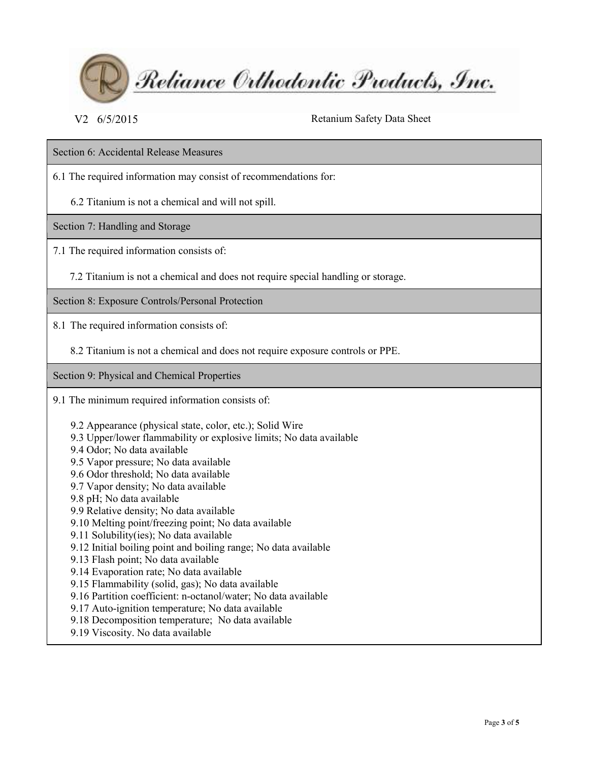## Section 6: Accidental Release Measures

6.1 The required information may consist of recommendations for:

6.2 Titanium is not a chemical and will not spill.

## Section 7: Handling and Storage

7.1 The required information consists of:

7.2 Titanium is not a chemical and does not require special handling or storage.

## Section 8: Exposure Controls/Personal Protection

8.1 The required information consists of:

8.2 Titanium is not a chemical and does not require exposure controls or PPE.

## Section 9: Physical and Chemical Properties

9.1 The minimum required information consists of:

9.2 Appearance (physical state, color, etc.); Solid Wire
9.3 Upper/lower flammability or explosive limits; No data available
9.4 Odor; No data available
9.5 Vapor pressure; No data available
9.6 Odor threshold; No data available
9.7 Vapor density; No data available
9.8 pH; No data available
9.9 Relative density; No data available
9.10 Melting point/freezing point; No data available
9.11 Solubility(ies); No data available
9.12 Initial boiling point and boiling range; No data available
9.13 Flash point; No data available
9.14 Evaporation rate; No data available
9.15 Flammability (solid, gas); No data available
9.16 Partition coefficient: n-octanol/water; No data available
9.17 Auto-ignition temperature; No data available
9.18 Decomposition temperature; No data available
9.19 Viscosity. No data available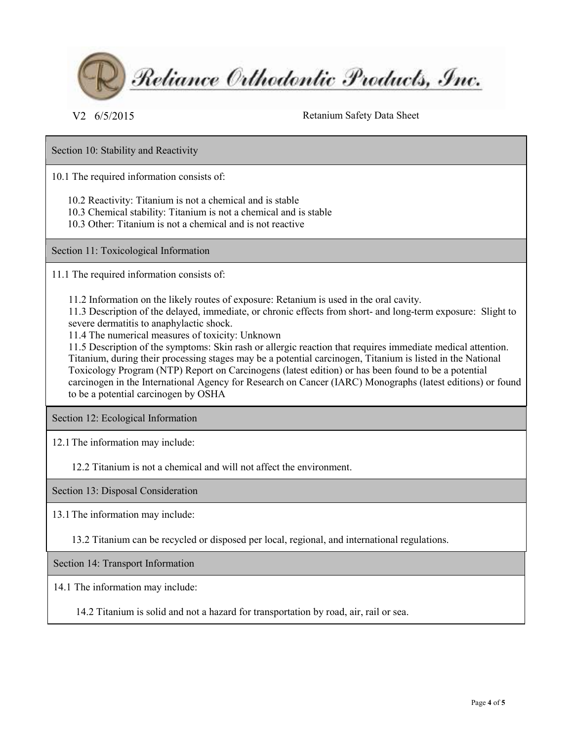## Section 10: Stability and Reactivity

10.1 The required information consists of:

10.2 Reactivity: Titanium is not a chemical and is stable
10.3 Chemical stability: Titanium is not a chemical and is stable
10.3 Other: Titanium is not a chemical and is not reactive

## Section 11: Toxicological Information

11.1 The required information consists of:

11.2 Information on the likely routes of exposure: Retanium is used in the oral cavity.
11.3 Description of the delayed, immediate, or chronic effects from short- and long-term exposure: Slight to severe dermatitis to anaphylactic shock.
11.4 The numerical measures of toxicity: Unknown
11.5 Description of the symptoms: Skin rash or allergic reaction that requires immediate medical attention. Titanium, during their processing stages may be a potential carcinogen, Titanium is listed in the National Toxicology Program (NTP) Report on Carcinogens (latest edition) or has been found to be a potential carcinogen in the International Agency for Research on Cancer (IARC) Monographs (latest editions) or found to be a potential carcinogen by OSHA

## Section 12: Ecological Information

12.1 The information may include:

12.2 Titanium is not a chemical and will not affect the environment.

## Section 13: Disposal Consideration

13.1 The information may include:

13.2 Titanium can be recycled or disposed per local, regional, and international regulations.

## Section 14: Transport Information

14.1 The information may include:

14.2 Titanium is solid and not a hazard for transportation by road, air, rail or sea.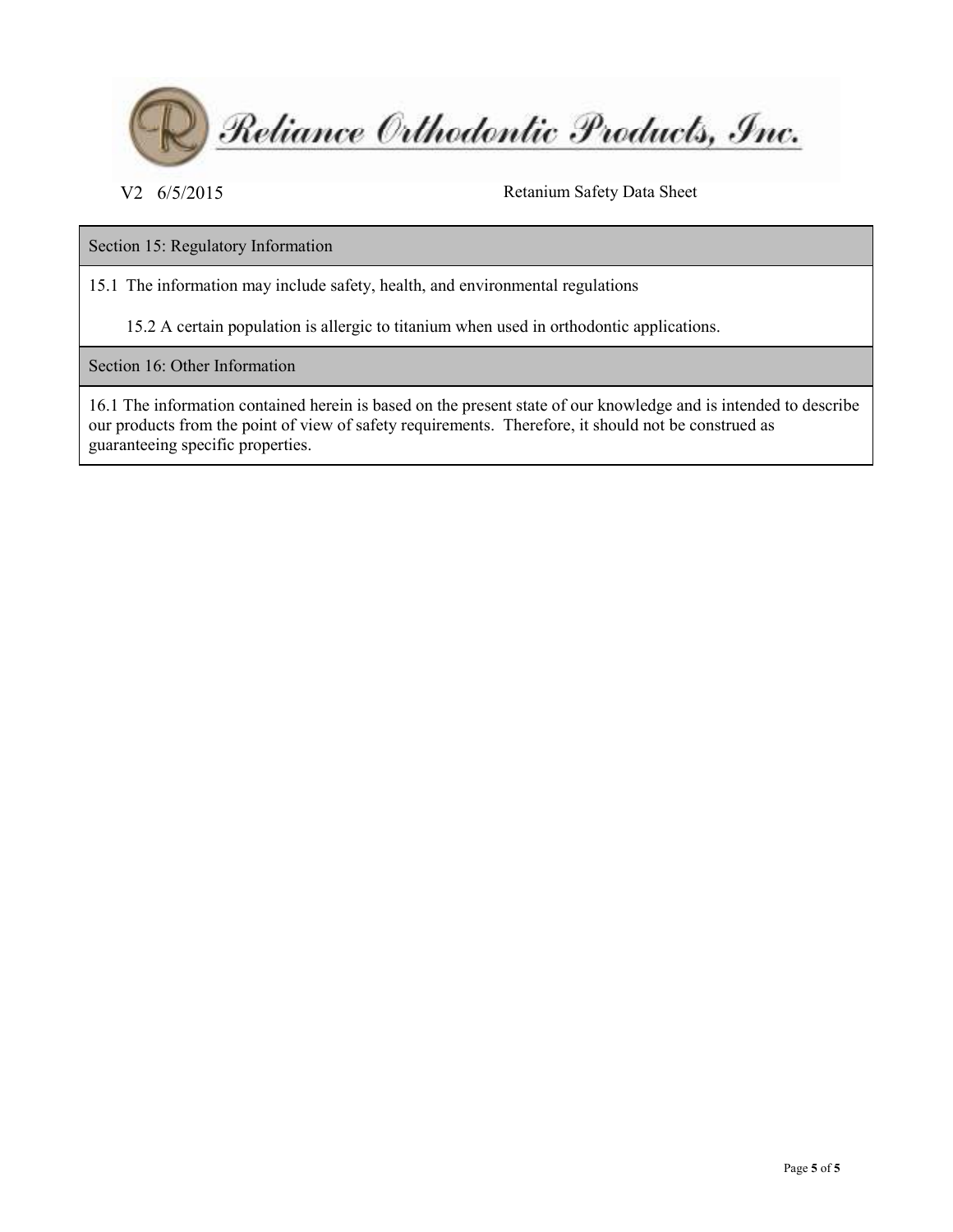## Section 15: Regulatory Information

15.1 The information may include safety, health, and environmental regulations

15.2 A certain population is allergic to titanium when used in orthodontic applications.

## Section 16: Other Information

16.1 The information contained herein is based on the present state of our knowledge and is intended to describe our products from the point of view of safety requirements. Therefore, it should not be construed as guaranteeing specific properties.